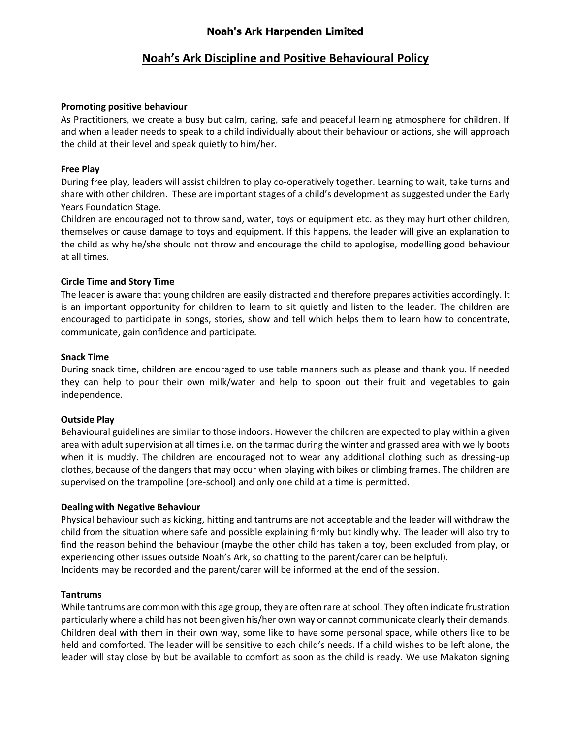# Noah's Ark Harpenden Limited

## Noah's Ark Discipline and Positive Behavioural Policy

**Promoting positive behaviour**

As Practitioners, we create a busy but calm, caring, safe and peaceful learning atmosphere for children. If and when a leader needs to speak to a child individually about their behaviour or actions, she will approach the child at their level and speak quietly to him/her.

**Free Play**

During free play, leaders will assist children to play co-operatively together. Learning to wait, take turns and share with other children. These are important stages of a child's development as suggested under the Early Years Foundation Stage.

Children are encouraged not to throw sand, water, toys or equipment etc. as they may hurt other children, themselves or cause damage to toys and equipment. If this happens, the leader will give an explanation to the child as why he/she should not throw and encourage the child to apologise, modelling good behaviour at all times.

**Circle Time and Story Time**

The leader is aware that young children are easily distracted and therefore prepares activities accordingly. It is an important opportunity for children to learn to sit quietly and listen to the leader. The children are encouraged to participate in songs, stories, show and tell which helps them to learn how to concentrate, communicate, gain confidence and participate.

**Snack Time**

During snack time, children are encouraged to use table manners such as please and thank you. If needed they can help to pour their own milk/water and help to spoon out their fruit and vegetables to gain independence.

**Outside Play**

Behavioural guidelines are similar to those indoors. However the children are expected to play within a given area with adult supervision at all times i.e. on the tarmac during the winter and grassed area with welly boots when it is muddy. The children are encouraged not to wear any additional clothing such as dressing-up clothes, because of the dangers that may occur when playing with bikes or climbing frames. The children are supervised on the trampoline (pre-school) and only one child at a time is permitted.

**Dealing with Negative Behaviour**

Physical behaviour such as kicking, hitting and tantrums are not acceptable and the leader will withdraw the child from the situation where safe and possible explaining firmly but kindly why. The leader will also try to find the reason behind the behaviour (maybe the other child has taken a toy, been excluded from play, or experiencing other issues outside Noah's Ark, so chatting to the parent/carer can be helpful).

Incidents may be recorded and the parent/carer will be informed at the end of the session.

**Tantrums**

While tantrums are common with this age group, they are often rare at school. They often indicate frustration particularly where a child has not been given his/her own way or cannot communicate clearly their demands. Children deal with them in their own way, some like to have some personal space, while others like to be held and comforted. The leader will be sensitive to each child's needs. If a child wishes to be left alone, the leader will stay close by but be available to comfort as soon as the child is ready. We use Makaton signing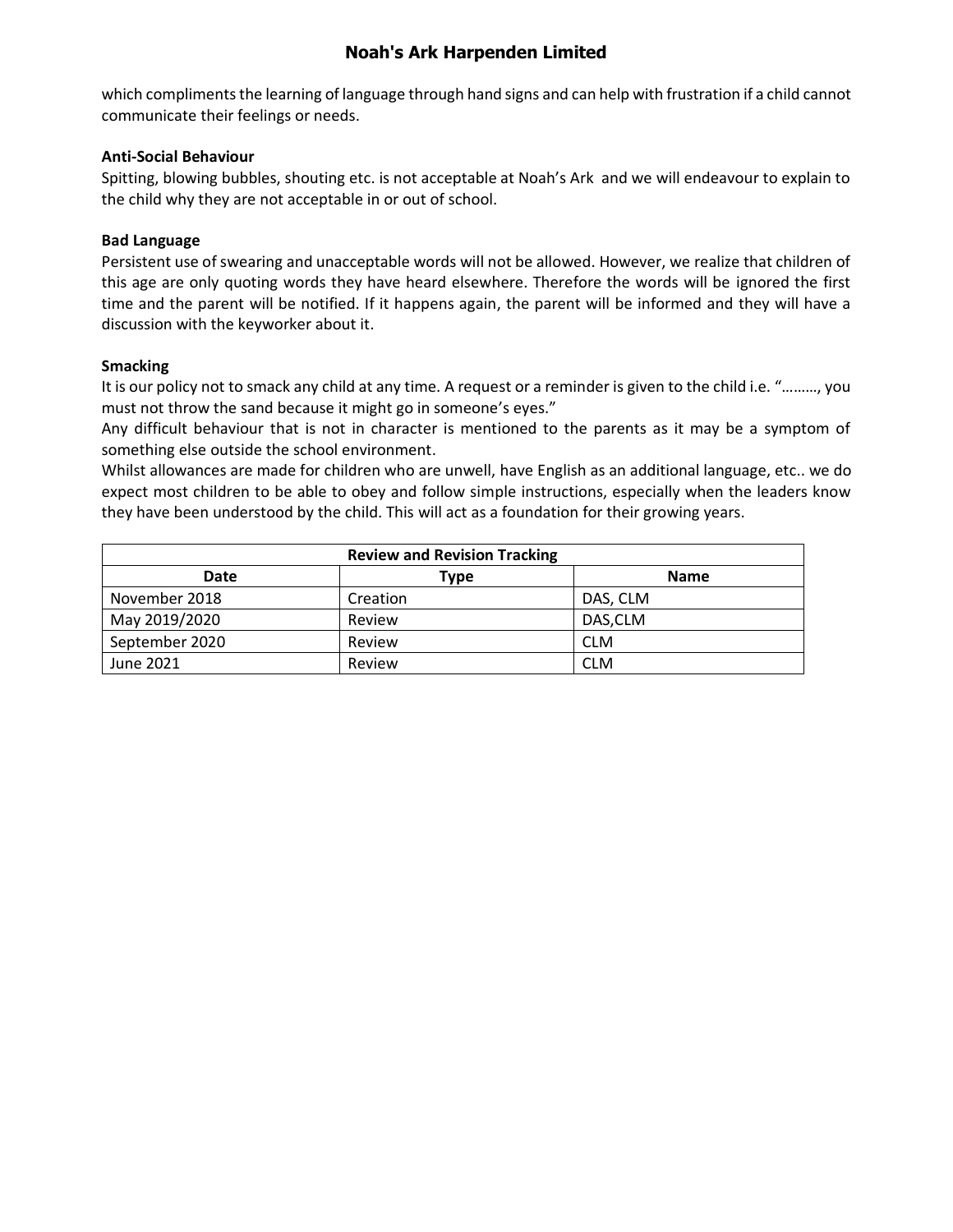which compliments the learning of language through hand signs and can help with frustration if a child cannot communicate their feelings or needs.

**Anti-Social Behaviour**

Spitting, blowing bubbles, shouting etc. is not acceptable at Noah's Ark and we will endeavour to explain to the child why they are not acceptable in or out of school.

**Bad Language**

Persistent use of swearing and unacceptable words will not be allowed. However, we realize that children of this age are only quoting words they have heard elsewhere. Therefore the words will be ignored the first time and the parent will be notified. If it happens again, the parent will be informed and they will have a discussion with the keyworker about it.

**Smacking**

It is our policy not to smack any child at any time. A request or a reminder is given to the child i.e. "………, you must not throw the sand because it might go in someone's eyes."

Any difficult behaviour that is not in character is mentioned to the parents as it may be a symptom of something else outside the school environment.

Whilst allowances are made for children who are unwell, have English as an additional language, etc.. we do expect most children to be able to obey and follow simple instructions, especially when the leaders know they have been understood by the child. This will act as a foundation for their growing years.

| Review and Revision Tracking | | |
|---|---|---|
| **Date** | **Type** | **Name** |
| November 2018 | Creation | DAS, CLM |
| May 2019/2020 | Review | DAS,CLM |
| September 2020 | Review | CLM |
| June 2021 | Review | CLM |